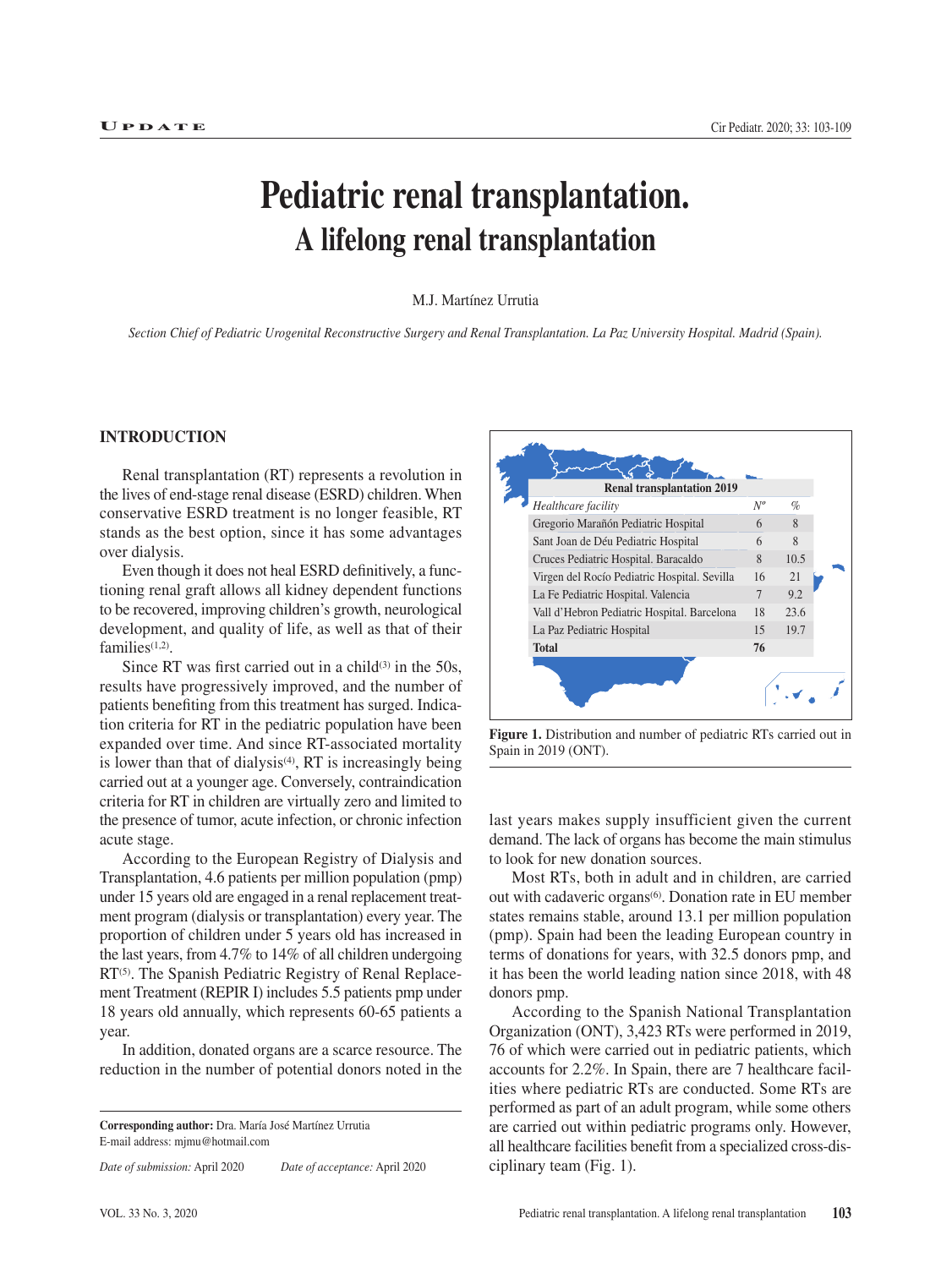# Pediatric renal transplantation.
## A lifelong renal transplantation

M.J. Martínez Urrutia

*Section Chief of Pediatric Urogenital Reconstructive Surgery and Renal Transplantation. La Paz University Hospital. Madrid (Spain).*

## INTRODUCTION

Renal transplantation (RT) represents a revolution in the lives of end-stage renal disease (ESRD) children. When conservative ESRD treatment is no longer feasible, RT stands as the best option, since it has some advantages over dialysis.

Even though it does not heal ESRD definitively, a functioning renal graft allows all kidney dependent functions to be recovered, improving children's growth, neurological development, and quality of life, as well as that of their families[1,2].

Since RT was first carried out in a child[3] in the 50s, results have progressively improved, and the number of patients benefiting from this treatment has surged. Indication criteria for RT in the pediatric population have been expanded over time. And since RT-associated mortality is lower than that of dialysis[4], RT is increasingly being carried out at a younger age. Conversely, contraindication criteria for RT in children are virtually zero and limited to the presence of tumor, acute infection, or chronic infection acute stage.

According to the European Registry of Dialysis and Transplantation, 4.6 patients per million population (pmp) under 15 years old are engaged in a renal replacement treatment program (dialysis or transplantation) every year. The proportion of children under 5 years old has increased in the last years, from 4.7% to 14% of all children undergoing RT[5]. The Spanish Pediatric Registry of Renal Replacement Treatment (REPIR I) includes 5.5 patients pmp under 18 years old annually, which represents 60-65 patients a year.

In addition, donated organs are a scarce resource. The reduction in the number of potential donors noted in the last years makes supply insufficient given the current demand. The lack of organs has become the main stimulus to look for new donation sources.

Most RTs, both in adult and in children, are carried out with cadaveric organs[6]. Donation rate in EU member states remains stable, around 13.1 per million population (pmp). Spain had been the leading European country in terms of donations for years, with 32.5 donors pmp, and it has been the world leading nation since 2018, with 48 donors pmp.

According to the Spanish National Transplantation Organization (ONT), 3,423 RTs were performed in 2019, 76 of which were carried out in pediatric patients, which accounts for 2.2%. In Spain, there are 7 healthcare facilities where pediatric RTs are conducted. Some RTs are performed as part of an adult program, while some others are carried out within pediatric programs only. However, all healthcare facilities benefit from a specialized cross-disciplinary team (Fig. 1).

**Renal transplantation 2019**

| *Healthcare facility* | *Nº* | *%* |
|---|---|---|
| Gregorio Marañón Pediatric Hospital | 6 | 8 |
| Sant Joan de Déu Pediatric Hospital | 6 | 8 |
| Cruces Pediatric Hospital. Baracaldo | 8 | 10.5 |
| Virgen del Rocío Pediatric Hospital. Sevilla | 16 | 21 |
| La Fe Pediatric Hospital. Valencia | 7 | 9.2 |
| Vall d'Hebron Pediatric Hospital. Barcelona | 18 | 23.6 |
| La Paz Pediatric Hospital | 15 | 19.7 |
| **Total** | **76** | |

**Figure 1.** Distribution and number of pediatric RTs carried out in Spain in 2019 (ONT).

**Corresponding author:** Dra. María José Martínez Urrutia
E-mail address: mjmu@hotmail.com

*Date of submission:* April 2020 *Date of acceptance:* April 2020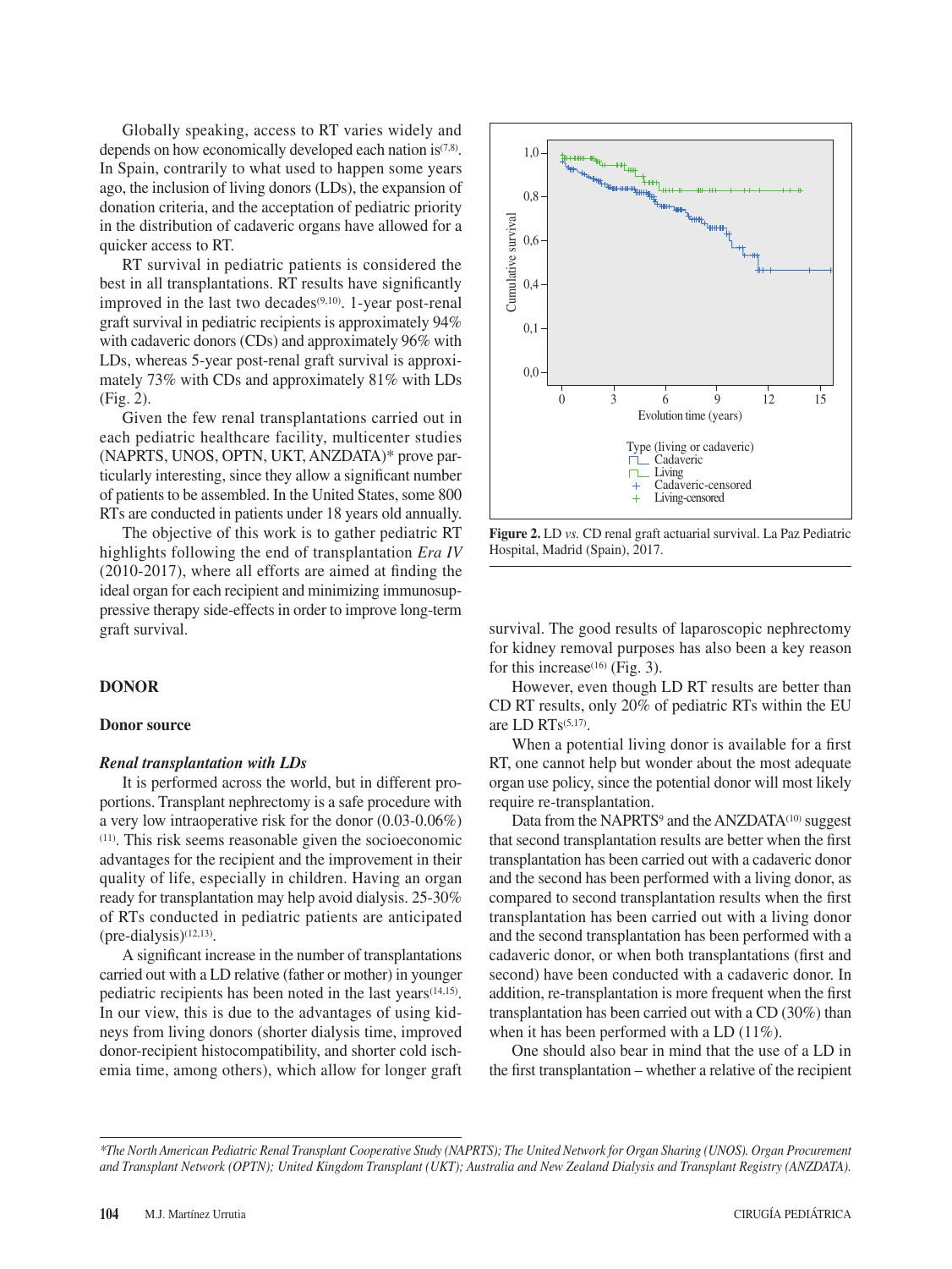Globally speaking, access to RT varies widely and depends on how economically developed each nation is[7,8]. In Spain, contrarily to what used to happen some years ago, the inclusion of living donors (LDs), the expansion of donation criteria, and the acceptation of pediatric priority in the distribution of cadaveric organs have allowed for a quicker access to RT.

RT survival in pediatric patients is considered the best in all transplantations. RT results have significantly improved in the last two decades[9,10]. 1-year post-renal graft survival in pediatric recipients is approximately 94% with cadaveric donors (CDs) and approximately 96% with LDs, whereas 5-year post-renal graft survival is approximately 73% with CDs and approximately 81% with LDs (Fig. 2).

Given the few renal transplantations carried out in each pediatric healthcare facility, multicenter studies (NAPRTS, UNOS, OPTN, UKT, ANZDATA)* prove particularly interesting, since they allow a significant number of patients to be assembled. In the United States, some 800 RTs are conducted in patients under 18 years old annually.

The objective of this work is to gather pediatric RT highlights following the end of transplantation *Era IV* (2010-2017), where all efforts are aimed at finding the ideal organ for each recipient and minimizing immunosuppressive therapy side-effects in order to improve long-term graft survival.

## DONOR

### Donor source

#### *Renal transplantation with LDs*

It is performed across the world, but in different proportions. Transplant nephrectomy is a safe procedure with a very low intraoperative risk for the donor (0.03-0.06%)[11]. This risk seems reasonable given the socioeconomic advantages for the recipient and the improvement in their quality of life, especially in children. Having an organ ready for transplantation may help avoid dialysis. 25-30% of RTs conducted in pediatric patients are anticipated (pre-dialysis)[12,13].

A significant increase in the number of transplantations carried out with a LD relative (father or mother) in younger pediatric recipients has been noted in the last years[14,15]. In our view, this is due to the advantages of using kidneys from living donors (shorter dialysis time, improved donor-recipient histocompatibility, and shorter cold ischemia time, among others), which allow for longer graft survival. The good results of laparoscopic nephrectomy for kidney removal purposes has also been a key reason for this increase[16] (Fig. 3).

**Figure 2.** LD *vs.* CD renal graft actuarial survival. La Paz Pediatric Hospital, Madrid (Spain), 2017.

However, even though LD RT results are better than CD RT results, only 20% of pediatric RTs within the EU are LD RTs[5,17].

When a potential living donor is available for a first RT, one cannot help but wonder about the most adequate organ use policy, since the potential donor will most likely require re-transplantation.

Data from the NAPRTS[9] and the ANZDATA[10] suggest that second transplantation results are better when the first transplantation has been carried out with a cadaveric donor and the second has been performed with a living donor, as compared to second transplantation results when the first transplantation has been carried out with a living donor and the second transplantation has been performed with a cadaveric donor, or when both transplantations (first and second) have been conducted with a cadaveric donor. In addition, re-transplantation is more frequent when the first transplantation has been carried out with a CD (30%) than when it has been performed with a LD (11%).

One should also bear in mind that the use of a LD in the first transplantation – whether a relative of the recipient

*\*The North American Pediatric Renal Transplant Cooperative Study (NAPRTS); The United Network for Organ Sharing (UNOS). Organ Procurement and Transplant Network (OPTN); United Kingdom Transplant (UKT); Australia and New Zealand Dialysis and Transplant Registry (ANZDATA).*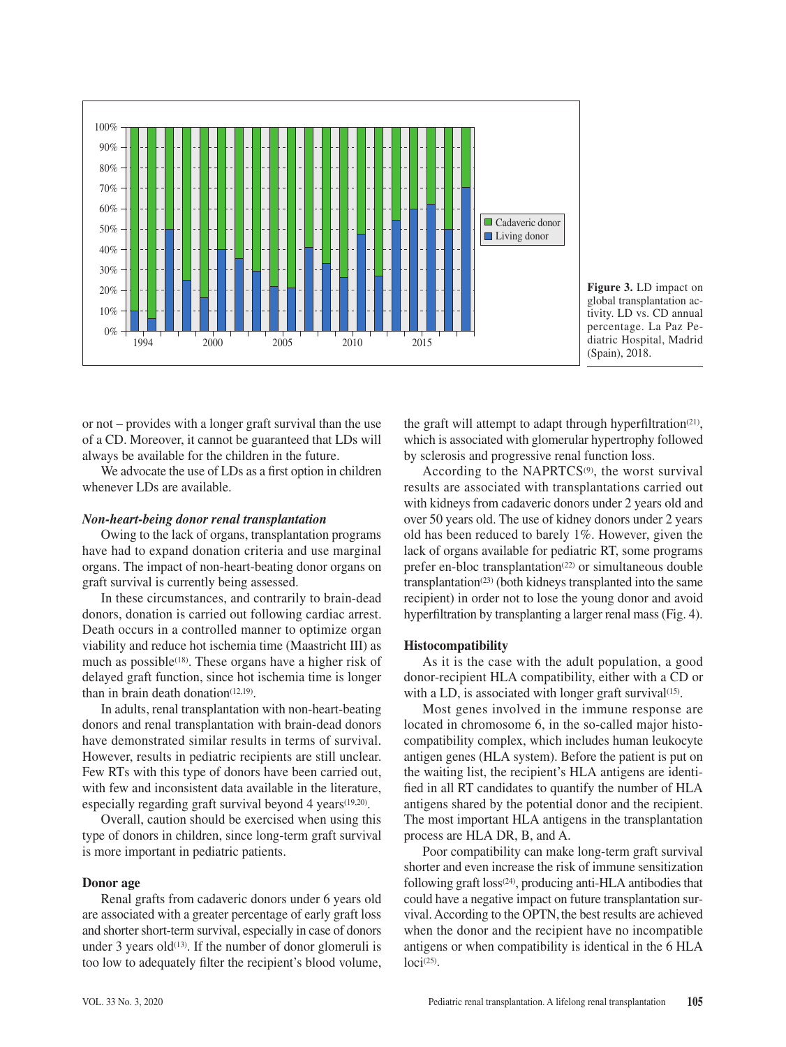Figure 3. LD impact on global transplantation activity. LD vs. CD annual percentage. La Paz Pediatric Hospital, Madrid (Spain), 2018.

or not – provides with a longer graft survival than the use of a CD. Moreover, it cannot be guaranteed that LDs will always be available for the children in the future.

We advocate the use of LDs as a first option in children whenever LDs are available.

### *Non-heart-being donor renal transplantation*

Owing to the lack of organs, transplantation programs have had to expand donation criteria and use marginal organs. The impact of non-heart-beating donor organs on graft survival is currently being assessed.

In these circumstances, and contrarily to brain-dead donors, donation is carried out following cardiac arrest. Death occurs in a controlled manner to optimize organ viability and reduce hot ischemia time (Maastricht III) as much as possible[18]. These organs have a higher risk of delayed graft function, since hot ischemia time is longer than in brain death donation[12,19].

In adults, renal transplantation with non-heart-beating donors and renal transplantation with brain-dead donors have demonstrated similar results in terms of survival. However, results in pediatric recipients are still unclear. Few RTs with this type of donors have been carried out, with few and inconsistent data available in the literature, especially regarding graft survival beyond 4 years[19,20].

Overall, caution should be exercised when using this type of donors in children, since long-term graft survival is more important in pediatric patients.

### Donor age

Renal grafts from cadaveric donors under 6 years old are associated with a greater percentage of early graft loss and shorter short-term survival, especially in case of donors under 3 years old[13]. If the number of donor glomeruli is too low to adequately filter the recipient's blood volume, the graft will attempt to adapt through hyperfiltration[21], which is associated with glomerular hypertrophy followed by sclerosis and progressive renal function loss.

According to the NAPRTCS[9], the worst survival results are associated with transplantations carried out with kidneys from cadaveric donors under 2 years old and over 50 years old. The use of kidney donors under 2 years old has been reduced to barely 1%. However, given the lack of organs available for pediatric RT, some programs prefer en-bloc transplantation[22] or simultaneous double transplantation[23] (both kidneys transplanted into the same recipient) in order not to lose the young donor and avoid hyperfiltration by transplanting a larger renal mass (Fig. 4).

### Histocompatibility

As it is the case with the adult population, a good donor-recipient HLA compatibility, either with a CD or with a LD, is associated with longer graft survival[15].

Most genes involved in the immune response are located in chromosome 6, in the so-called major histocompatibility complex, which includes human leukocyte antigen genes (HLA system). Before the patient is put on the waiting list, the recipient's HLA antigens are identified in all RT candidates to quantify the number of HLA antigens shared by the potential donor and the recipient. The most important HLA antigens in the transplantation process are HLA DR, B, and A.

Poor compatibility can make long-term graft survival shorter and even increase the risk of immune sensitization following graft loss[24], producing anti-HLA antibodies that could have a negative impact on future transplantation survival. According to the OPTN, the best results are achieved when the donor and the recipient have no incompatible antigens or when compatibility is identical in the 6 HLA loci[25].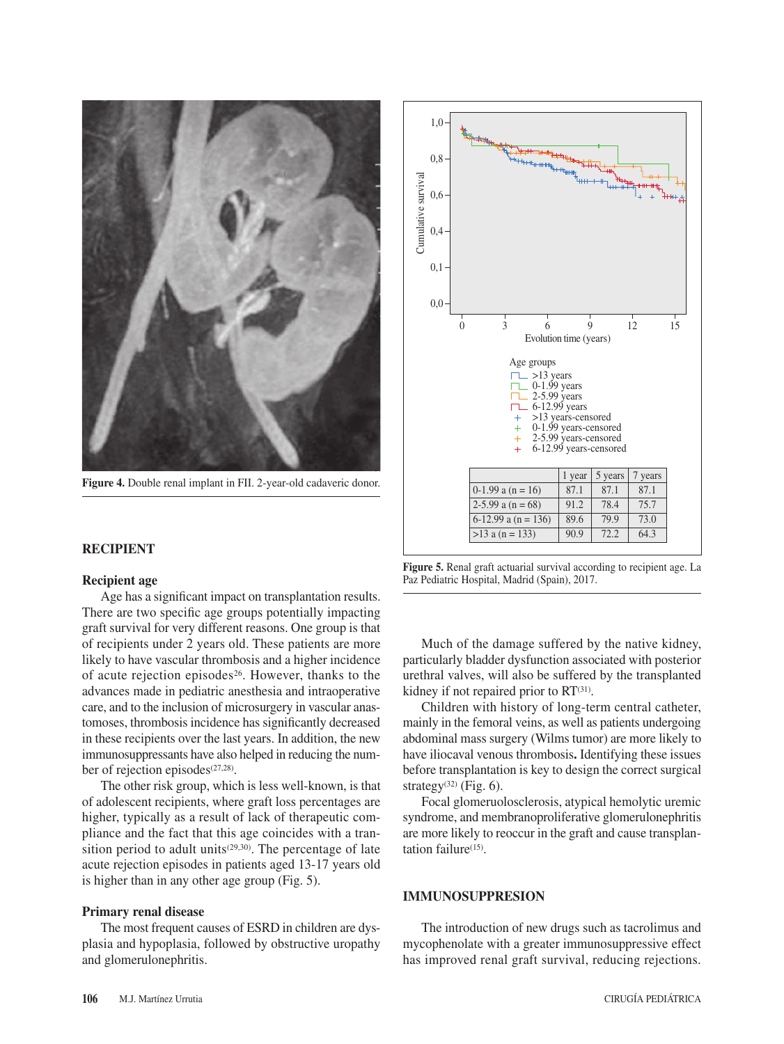Figure 4. Double renal implant in FII. 2-year-old cadaveric donor.

## RECIPIENT

### Recipient age

Age has a significant impact on transplantation results. There are two specific age groups potentially impacting graft survival for very different reasons. One group is that of recipients under 2 years old. These patients are more likely to have vascular thrombosis and a higher incidence of acute rejection episodes[26]. However, thanks to the advances made in pediatric anesthesia and intraoperative care, and to the inclusion of microsurgery in vascular anastomoses, thrombosis incidence has significantly decreased in these recipients over the last years. In addition, the new immunosuppressants have also helped in reducing the number of rejection episodes[27,28].

The other risk group, which is less well-known, is that of adolescent recipients, where graft loss percentages are higher, typically as a result of lack of therapeutic compliance and the fact that this age coincides with a transition period to adult units[29,30]. The percentage of late acute rejection episodes in patients aged 13-17 years old is higher than in any other age group (Fig. 5).

### Primary renal disease

The most frequent causes of ESRD in children are dysplasia and hypoplasia, followed by obstructive uropathy and glomerulonephritis.

| | 1 year | 5 years | 7 years |
|---|---|---|---|
| 0-1.99 a (n = 16) | 87.1 | 87.1 | 87.1 |
| 2-5.99 a (n = 68) | 91.2 | 78.4 | 75.7 |
| 6-12.99 a (n = 136) | 89.6 | 79.9 | 73.0 |
| >13 a (n = 133) | 90.9 | 72.2 | 64.3 |

Figure 5. Renal graft actuarial survival according to recipient age. La Paz Pediatric Hospital, Madrid (Spain), 2017.

Much of the damage suffered by the native kidney, particularly bladder dysfunction associated with posterior urethral valves, will also be suffered by the transplanted kidney if not repaired prior to RT[31].

Children with history of long-term central catheter, mainly in the femoral veins, as well as patients undergoing abdominal mass surgery (Wilms tumor) are more likely to have iliocaval venous thrombosis**.** Identifying these issues before transplantation is key to design the correct surgical strategy[32] (Fig. 6).

Focal glomeruolosclerosis, atypical hemolytic uremic syndrome, and membranoproliferative glomerulonephritis are more likely to reoccur in the graft and cause transplantation failure[15].

## IMMUNOSUPPRESION

The introduction of new drugs such as tacrolimus and mycophenolate with a greater immunosuppressive effect has improved renal graft survival, reducing rejections.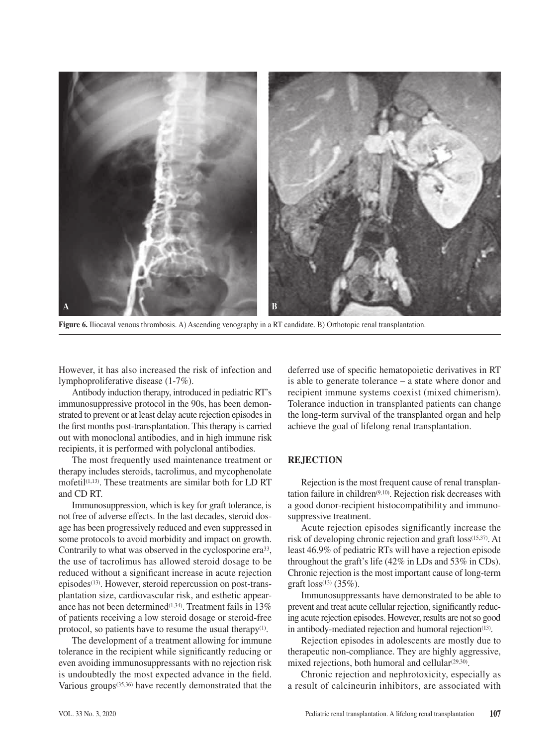Figure 6. Iliocaval venous thrombosis. A) Ascending venography in a RT candidate. B) Orthotopic renal transplantation.

However, it has also increased the risk of infection and lymphoproliferative disease (1-7%).

Antibody induction therapy, introduced in pediatric RT's immunosuppressive protocol in the 90s, has been demonstrated to prevent or at least delay acute rejection episodes in the first months post-transplantation. This therapy is carried out with monoclonal antibodies, and in high immune risk recipients, it is performed with polyclonal antibodies.

The most frequently used maintenance treatment or therapy includes steroids, tacrolimus, and mycophenolate mofetil[1,13]. These treatments are similar both for LD RT and CD RT.

Immunosuppression, which is key for graft tolerance, is not free of adverse effects. In the last decades, steroid dosage has been progressively reduced and even suppressed in some protocols to avoid morbidity and impact on growth. Contrarily to what was observed in the cyclosporine era[33], the use of tacrolimus has allowed steroid dosage to be reduced without a significant increase in acute rejection episodes[13]. However, steroid repercussion on post-transplantation size, cardiovascular risk, and esthetic appearance has not been determined[1,34]. Treatment fails in 13% of patients receiving a low steroid dosage or steroid-free protocol, so patients have to resume the usual therapy[1].

The development of a treatment allowing for immune tolerance in the recipient while significantly reducing or even avoiding immunosuppressants with no rejection risk is undoubtedly the most expected advance in the field. Various groups[35,36] have recently demonstrated that the deferred use of specific hematopoietic derivatives in RT is able to generate tolerance – a state where donor and recipient immune systems coexist (mixed chimerism). Tolerance induction in transplanted patients can change the long-term survival of the transplanted organ and help achieve the goal of lifelong renal transplantation.

## REJECTION

Rejection is the most frequent cause of renal transplantation failure in children[9,10]. Rejection risk decreases with a good donor-recipient histocompatibility and immunosuppressive treatment.

Acute rejection episodes significantly increase the risk of developing chronic rejection and graft loss[15,37]. At least 46.9% of pediatric RTs will have a rejection episode throughout the graft's life (42% in LDs and 53% in CDs). Chronic rejection is the most important cause of long-term graft loss[13] (35%).

Immunosuppressants have demonstrated to be able to prevent and treat acute cellular rejection, significantly reducing acute rejection episodes. However, results are not so good in antibody-mediated rejection and humoral rejection[13].

Rejection episodes in adolescents are mostly due to therapeutic non-compliance. They are highly aggressive, mixed rejections, both humoral and cellular[29,30].

Chronic rejection and nephrotoxicity, especially as a result of calcineurin inhibitors, are associated with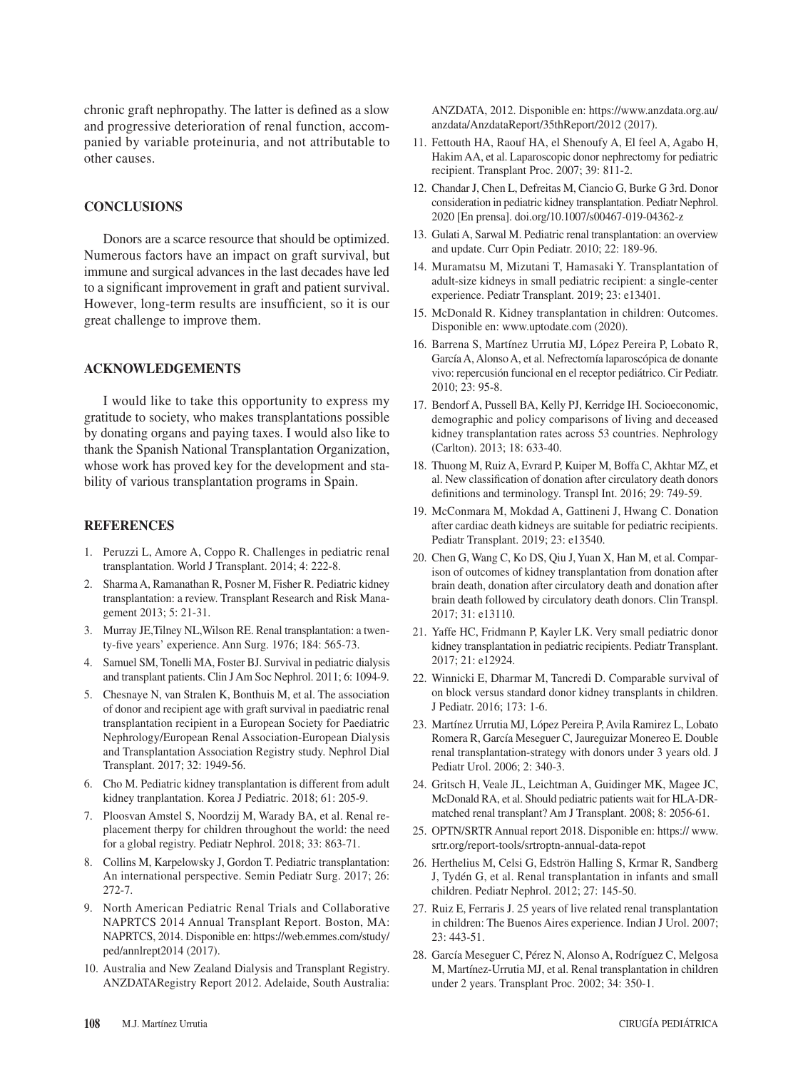chronic graft nephropathy. The latter is defined as a slow and progressive deterioration of renal function, accompanied by variable proteinuria, and not attributable to other causes.

## CONCLUSIONS

Donors are a scarce resource that should be optimized. Numerous factors have an impact on graft survival, but immune and surgical advances in the last decades have led to a significant improvement in graft and patient survival. However, long-term results are insufficient, so it is our great challenge to improve them.

## ACKNOWLEDGEMENTS

I would like to take this opportunity to express my gratitude to society, who makes transplantations possible by donating organs and paying taxes. I would also like to thank the Spanish National Transplantation Organization, whose work has proved key for the development and stability of various transplantation programs in Spain.

## REFERENCES

1. Peruzzi L, Amore A, Coppo R. Challenges in pediatric renal transplantation. World J Transplant. 2014; 4: 222-8.
2. Sharma A, Ramanathan R, Posner M, Fisher R. Pediatric kidney transplantation: a review. Transplant Research and Risk Management 2013; 5: 21-31.
3. Murray JE,Tilney NL,Wilson RE. Renal transplantation: a twenty-five years' experience. Ann Surg. 1976; 184: 565-73.
4. Samuel SM, Tonelli MA, Foster BJ. Survival in pediatric dialysis and transplant patients. Clin J Am Soc Nephrol. 2011; 6: 1094-9.
5. Chesnaye N, van Stralen K, Bonthuis M, et al. The association of donor and recipient age with graft survival in paediatric renal transplantation recipient in a European Society for Paediatric Nephrology/European Renal Association-European Dialysis and Transplantation Association Registry study. Nephrol Dial Transplant. 2017; 32: 1949-56.
6. Cho M. Pediatric kidney transplantation is different from adult kidney tranplantation. Korea J Pediatric. 2018; 61: 205-9.
7. Ploosvan Amstel S, Noordzij M, Warady BA, et al. Renal replacement therpy for children throughout the world: the need for a global registry. Pediatr Nephrol. 2018; 33: 863-71.
8. Collins M, Karpelowsky J, Gordon T. Pediatric transplantation: An international perspective. Semin Pediatr Surg. 2017; 26: 272-7.
9. North American Pediatric Renal Trials and Collaborative NAPRTCS 2014 Annual Transplant Report. Boston, MA: NAPRTCS, 2014. Disponible en: https://web.emmes.com/study/ped/annlrept2014 (2017).
10. Australia and New Zealand Dialysis and Transplant Registry. ANZDATARegistry Report 2012. Adelaide, South Australia: ANZDATA, 2012. Disponible en: https://www.anzdata.org.au/anzdata/AnzdataReport/35thReport/2012 (2017).
11. Fettouth HA, Raouf HA, el Shenoufy A, El feel A, Agabo H, Hakim AA, et al. Laparoscopic donor nephrectomy for pediatric recipient. Transplant Proc. 2007; 39: 811-2.
12. Chandar J, Chen L, Defreitas M, Ciancio G, Burke G 3rd. Donor consideration in pediatric kidney transplantation. Pediatr Nephrol. 2020 [En prensa]. doi.org/10.1007/s00467-019-04362-z
13. Gulati A, Sarwal M. Pediatric renal transplantation: an overview and update. Curr Opin Pediatr. 2010; 22: 189-96.
14. Muramatsu M, Mizutani T, Hamasaki Y. Transplantation of adult-size kidneys in small pediatric recipient: a single-center experience. Pediatr Transplant. 2019; 23: e13401.
15. McDonald R. Kidney transplantation in children: Outcomes. Disponible en: www.uptodate.com (2020).
16. Barrena S, Martínez Urrutia MJ, López Pereira P, Lobato R, García A, Alonso A, et al. Nefrectomía laparoscópica de donante vivo: repercusión funcional en el receptor pediátrico. Cir Pediatr. 2010; 23: 95-8.
17. Bendorf A, Pussell BA, Kelly PJ, Kerridge IH. Socioeconomic, demographic and policy comparisons of living and deceased kidney transplantation rates across 53 countries. Nephrology (Carlton). 2013; 18: 633-40.
18. Thuong M, Ruiz A, Evrard P, Kuiper M, Boffa C, Akhtar MZ, et al. New classification of donation after circulatory death donors definitions and terminology. Transpl Int. 2016; 29: 749-59.
19. McConmara M, Mokdad A, Gattineni J, Hwang C. Donation after cardiac death kidneys are suitable for pediatric recipients. Pediatr Transplant. 2019; 23: e13540.
20. Chen G, Wang C, Ko DS, Qiu J, Yuan X, Han M, et al. Comparison of outcomes of kidney transplantation from donation after brain death, donation after circulatory death and donation after brain death followed by circulatory death donors. Clin Transpl. 2017; 31: e13110.
21. Yaffe HC, Fridmann P, Kayler LK. Very small pediatric donor kidney transplantation in pediatric recipients. Pediatr Transplant. 2017; 21: e12924.
22. Winnicki E, Dharmar M, Tancredi D. Comparable survival of on block versus standard donor kidney transplants in children. J Pediatr. 2016; 173: 1-6.
23. Martínez Urrutia MJ, López Pereira P, Avila Ramirez L, Lobato Romera R, García Meseguer C, Jaureguizar Monereo E. Double renal transplantation-strategy with donors under 3 years old. J Pediatr Urol. 2006; 2: 340-3.
24. Gritsch H, Veale JL, Leichtman A, Guidinger MK, Magee JC, McDonald RA, et al. Should pediatric patients wait for HLA-DR-matched renal transplant? Am J Transplant. 2008; 8: 2056-61.
25. OPTN/SRTR Annual report 2018. Disponible en: https:// www.srtr.org/report-tools/srtroptn-annual-data-repot
26. Herthelius M, Celsi G, Edströn Halling S, Krmar R, Sandberg J, Tydén G, et al. Renal transplantation in infants and small children. Pediatr Nephrol. 2012; 27: 145-50.
27. Ruiz E, Ferraris J. 25 years of live related renal transplantation in children: The Buenos Aires experience. Indian J Urol. 2007; 23: 443-51.
28. García Meseguer C, Pérez N, Alonso A, Rodríguez C, Melgosa M, Martínez-Urrutia MJ, et al. Renal transplantation in children under 2 years. Transplant Proc. 2002; 34: 350-1.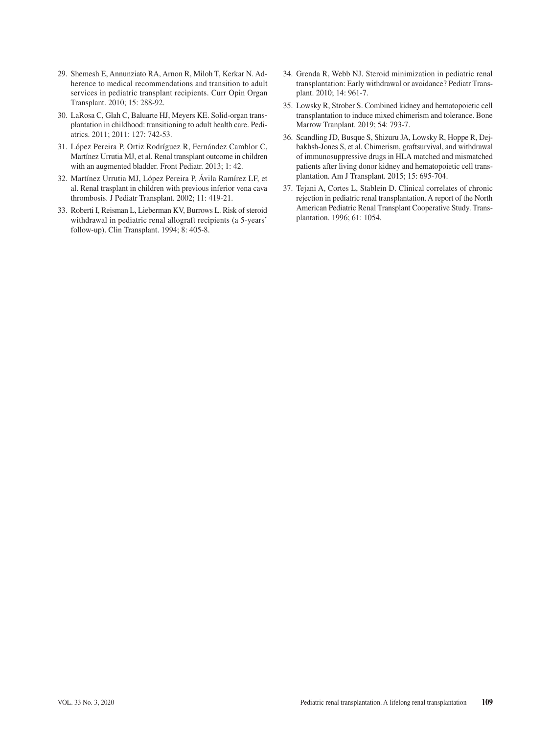29. Shemesh E, Annunziato RA, Arnon R, Miloh T, Kerkar N. Adherence to medical recommendations and transition to adult services in pediatric transplant recipients. Curr Opin Organ Transplant. 2010; 15: 288-92.
30. LaRosa C, Glah C, Baluarte HJ, Meyers KE. Solid-organ transplantation in childhood: transitioning to adult health care. Pediatrics. 2011; 2011: 127: 742-53.
31. López Pereira P, Ortiz Rodríguez R, Fernández Camblor C, Martínez Urrutia MJ, et al. Renal transplant outcome in children with an augmented bladder. Front Pediatr. 2013; 1: 42.
32. Martínez Urrutia MJ, López Pereira P, Ávila Ramírez LF, et al. Renal trasplant in children with previous inferior vena cava thrombosis. J Pediatr Transplant. 2002; 11: 419-21.
33. Roberti I, Reisman L, Lieberman KV, Burrows L. Risk of steroid withdrawal in pediatric renal allograft recipients (a 5-years' follow-up). Clin Transplant. 1994; 8: 405-8.
34. Grenda R, Webb NJ. Steroid minimization in pediatric renal transplantation: Early withdrawal or avoidance? Pediatr Transplant. 2010; 14: 961-7.
35. Lowsky R, Strober S. Combined kidney and hematopoietic cell transplantation to induce mixed chimerism and tolerance. Bone Marrow Tranplant. 2019; 54: 793-7.
36. Scandling JD, Busque S, Shizuru JA, Lowsky R, Hoppe R, Dejbakhsh-Jones S, et al. Chimerism, graftsurvival, and withdrawal of immunosuppressive drugs in HLA matched and mismatched patients after living donor kidney and hematopoietic cell transplantation. Am J Transplant. 2015; 15: 695-704.
37. Tejani A, Cortes L, Stablein D. Clinical correlates of chronic rejection in pediatric renal transplantation. A report of the North American Pediatric Renal Transplant Cooperative Study. Transplantation. 1996; 61: 1054.